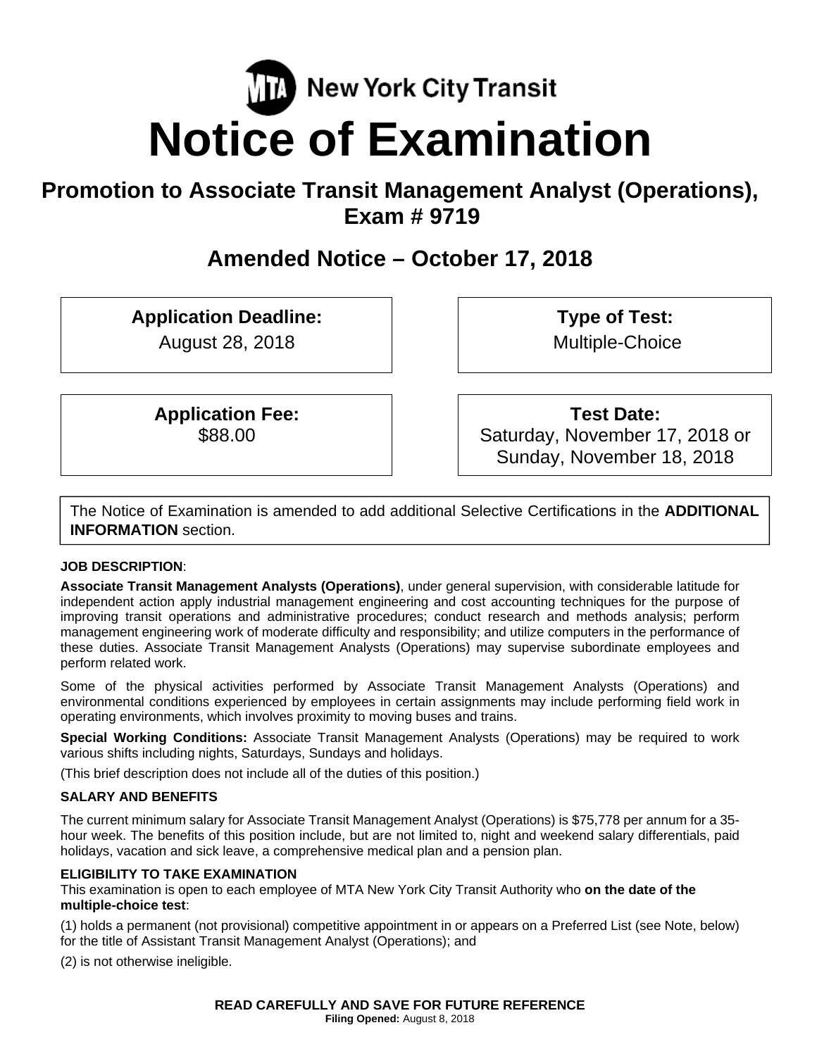MTA New York City Transit

# Notice of Examination

## Promotion to Associate Transit Management Analyst (Operations), Exam # 9719

## Amended Notice – October 17, 2018

**Application Deadline:**
August 28, 2018

**Type of Test:**
Multiple-Choice

**Application Fee:**
$88.00

**Test Date:**
Saturday, November 17, 2018 or Sunday, November 18, 2018

The Notice of Examination is amended to add additional Selective Certifications in the **ADDITIONAL INFORMATION** section.

**JOB DESCRIPTION**:

**Associate Transit Management Analysts (Operations)**, under general supervision, with considerable latitude for independent action apply industrial management engineering and cost accounting techniques for the purpose of improving transit operations and administrative procedures; conduct research and methods analysis; perform management engineering work of moderate difficulty and responsibility; and utilize computers in the performance of these duties. Associate Transit Management Analysts (Operations) may supervise subordinate employees and perform related work.

Some of the physical activities performed by Associate Transit Management Analysts (Operations) and environmental conditions experienced by employees in certain assignments may include performing field work in operating environments, which involves proximity to moving buses and trains.

**Special Working Conditions:** Associate Transit Management Analysts (Operations) may be required to work various shifts including nights, Saturdays, Sundays and holidays.

(This brief description does not include all of the duties of this position.)

**SALARY AND BENEFITS**

The current minimum salary for Associate Transit Management Analyst (Operations) is $75,778 per annum for a 35-hour week. The benefits of this position include, but are not limited to, night and weekend salary differentials, paid holidays, vacation and sick leave, a comprehensive medical plan and a pension plan.

**ELIGIBILITY TO TAKE EXAMINATION**

This examination is open to each employee of MTA New York City Transit Authority who **on the date of the multiple-choice test**:

(1) holds a permanent (not provisional) competitive appointment in or appears on a Preferred List (see Note, below) for the title of Assistant Transit Management Analyst (Operations); and

(2) is not otherwise ineligible.

**READ CAREFULLY AND SAVE FOR FUTURE REFERENCE**

**Filing Opened:** August 8, 2018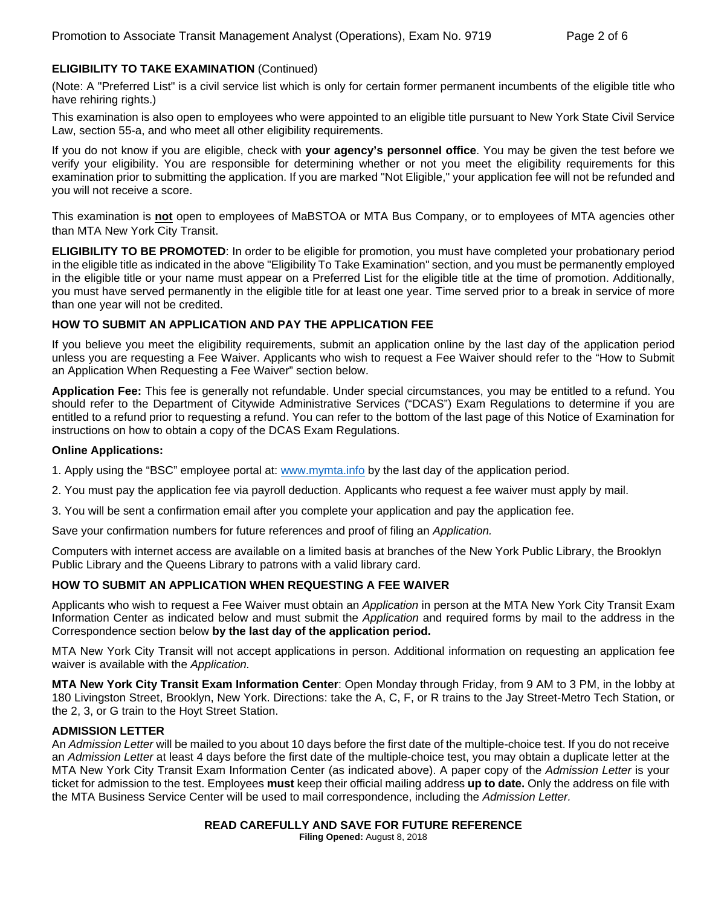**ELIGIBILITY TO TAKE EXAMINATION** (Continued)

(Note: A "Preferred List" is a civil service list which is only for certain former permanent incumbents of the eligible title who have rehiring rights.)

This examination is also open to employees who were appointed to an eligible title pursuant to New York State Civil Service Law, section 55-a, and who meet all other eligibility requirements.

If you do not know if you are eligible, check with **your agency's personnel office**. You may be given the test before we verify your eligibility. You are responsible for determining whether or not you meet the eligibility requirements for this examination prior to submitting the application. If you are marked "Not Eligible," your application fee will not be refunded and you will not receive a score.

This examination is **not** open to employees of MaBSTOA or MTA Bus Company, or to employees of MTA agencies other than MTA New York City Transit.

**ELIGIBILITY TO BE PROMOTED**: In order to be eligible for promotion, you must have completed your probationary period in the eligible title as indicated in the above "Eligibility To Take Examination" section, and you must be permanently employed in the eligible title or your name must appear on a Preferred List for the eligible title at the time of promotion. Additionally, you must have served permanently in the eligible title for at least one year. Time served prior to a break in service of more than one year will not be credited.

**HOW TO SUBMIT AN APPLICATION AND PAY THE APPLICATION FEE**

If you believe you meet the eligibility requirements, submit an application online by the last day of the application period unless you are requesting a Fee Waiver. Applicants who wish to request a Fee Waiver should refer to the "How to Submit an Application When Requesting a Fee Waiver" section below.

**Application Fee:** This fee is generally not refundable. Under special circumstances, you may be entitled to a refund. You should refer to the Department of Citywide Administrative Services ("DCAS") Exam Regulations to determine if you are entitled to a refund prior to requesting a refund. You can refer to the bottom of the last page of this Notice of Examination for instructions on how to obtain a copy of the DCAS Exam Regulations.

**Online Applications:**

1. Apply using the "BSC" employee portal at: www.mymta.info by the last day of the application period.
2. You must pay the application fee via payroll deduction. Applicants who request a fee waiver must apply by mail.
3. You will be sent a confirmation email after you complete your application and pay the application fee.

Save your confirmation numbers for future references and proof of filing an *Application.*

Computers with internet access are available on a limited basis at branches of the New York Public Library, the Brooklyn Public Library and the Queens Library to patrons with a valid library card.

**HOW TO SUBMIT AN APPLICATION WHEN REQUESTING A FEE WAIVER**

Applicants who wish to request a Fee Waiver must obtain an *Application* in person at the MTA New York City Transit Exam Information Center as indicated below and must submit the *Application* and required forms by mail to the address in the Correspondence section below **by the last day of the application period.**

MTA New York City Transit will not accept applications in person. Additional information on requesting an application fee waiver is available with the *Application.*

**MTA New York City Transit Exam Information Center**: Open Monday through Friday, from 9 AM to 3 PM, in the lobby at 180 Livingston Street, Brooklyn, New York. Directions: take the A, C, F, or R trains to the Jay Street-Metro Tech Station, or the 2, 3, or G train to the Hoyt Street Station.

**ADMISSION LETTER**

An *Admission Letter* will be mailed to you about 10 days before the first date of the multiple-choice test. If you do not receive an *Admission Letter* at least 4 days before the first date of the multiple-choice test, you may obtain a duplicate letter at the MTA New York City Transit Exam Information Center (as indicated above). A paper copy of the *Admission Letter* is your ticket for admission to the test. Employees **must** keep their official mailing address **up to date.** Only the address on file with the MTA Business Service Center will be used to mail correspondence, including the *Admission Letter.*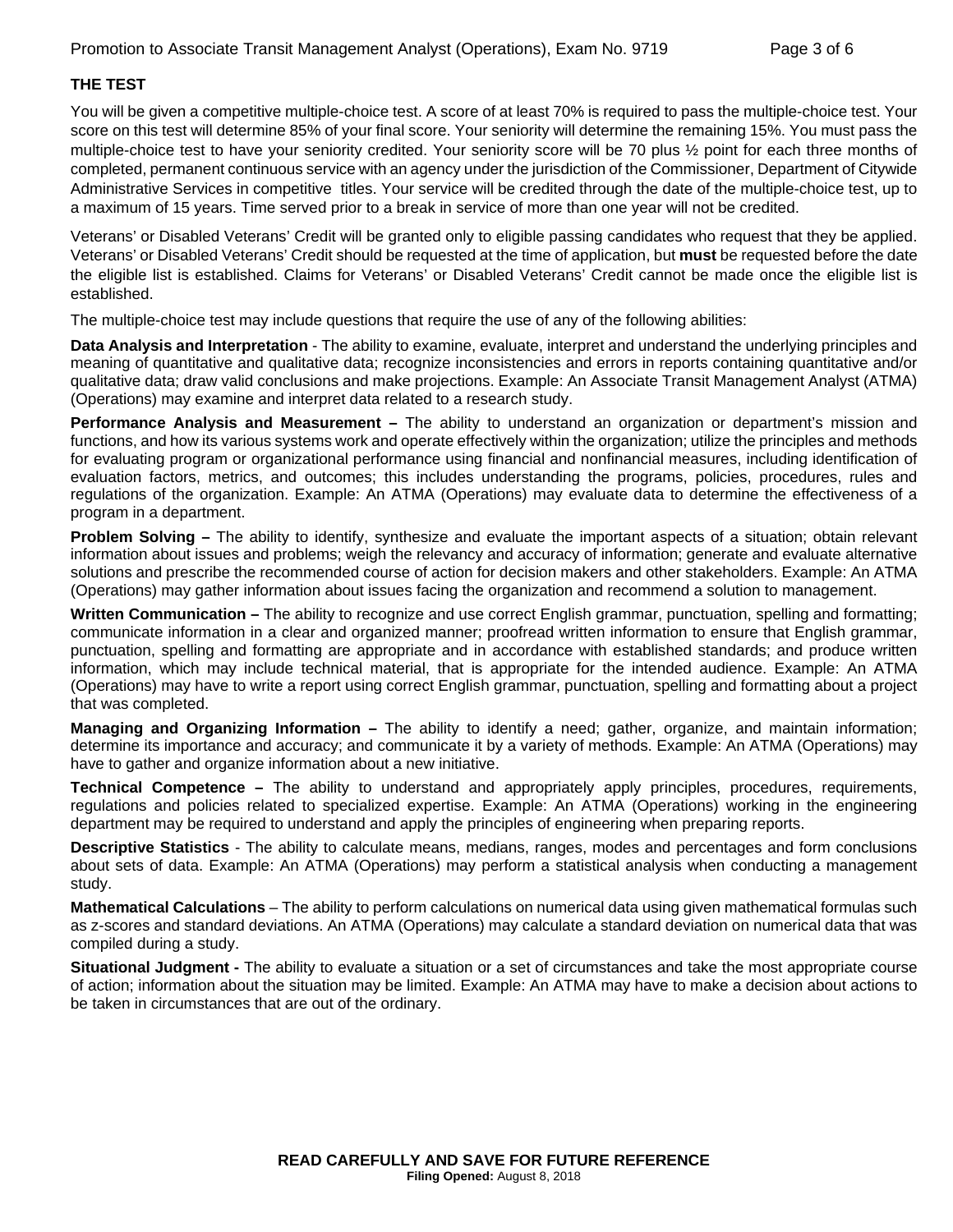## THE TEST

You will be given a competitive multiple-choice test. A score of at least 70% is required to pass the multiple-choice test. Your score on this test will determine 85% of your final score. Your seniority will determine the remaining 15%. You must pass the multiple-choice test to have your seniority credited. Your seniority score will be 70 plus ½ point for each three months of completed, permanent continuous service with an agency under the jurisdiction of the Commissioner, Department of Citywide Administrative Services in competitive titles. Your service will be credited through the date of the multiple-choice test, up to a maximum of 15 years. Time served prior to a break in service of more than one year will not be credited.

Veterans' or Disabled Veterans' Credit will be granted only to eligible passing candidates who request that they be applied. Veterans' or Disabled Veterans' Credit should be requested at the time of application, but **must** be requested before the date the eligible list is established. Claims for Veterans' or Disabled Veterans' Credit cannot be made once the eligible list is established.

The multiple-choice test may include questions that require the use of any of the following abilities:

**Data Analysis and Interpretation** - The ability to examine, evaluate, interpret and understand the underlying principles and meaning of quantitative and qualitative data; recognize inconsistencies and errors in reports containing quantitative and/or qualitative data; draw valid conclusions and make projections. Example: An Associate Transit Management Analyst (ATMA) (Operations) may examine and interpret data related to a research study.

**Performance Analysis and Measurement –** The ability to understand an organization or department's mission and functions, and how its various systems work and operate effectively within the organization; utilize the principles and methods for evaluating program or organizational performance using financial and nonfinancial measures, including identification of evaluation factors, metrics, and outcomes; this includes understanding the programs, policies, procedures, rules and regulations of the organization. Example: An ATMA (Operations) may evaluate data to determine the effectiveness of a program in a department.

**Problem Solving –** The ability to identify, synthesize and evaluate the important aspects of a situation; obtain relevant information about issues and problems; weigh the relevancy and accuracy of information; generate and evaluate alternative solutions and prescribe the recommended course of action for decision makers and other stakeholders. Example: An ATMA (Operations) may gather information about issues facing the organization and recommend a solution to management.

**Written Communication –** The ability to recognize and use correct English grammar, punctuation, spelling and formatting; communicate information in a clear and organized manner; proofread written information to ensure that English grammar, punctuation, spelling and formatting are appropriate and in accordance with established standards; and produce written information, which may include technical material, that is appropriate for the intended audience. Example: An ATMA (Operations) may have to write a report using correct English grammar, punctuation, spelling and formatting about a project that was completed.

**Managing and Organizing Information –** The ability to identify a need; gather, organize, and maintain information; determine its importance and accuracy; and communicate it by a variety of methods. Example: An ATMA (Operations) may have to gather and organize information about a new initiative.

**Technical Competence –** The ability to understand and appropriately apply principles, procedures, requirements, regulations and policies related to specialized expertise. Example: An ATMA (Operations) working in the engineering department may be required to understand and apply the principles of engineering when preparing reports.

**Descriptive Statistics** - The ability to calculate means, medians, ranges, modes and percentages and form conclusions about sets of data. Example: An ATMA (Operations) may perform a statistical analysis when conducting a management study.

**Mathematical Calculations** – The ability to perform calculations on numerical data using given mathematical formulas such as z-scores and standard deviations. An ATMA (Operations) may calculate a standard deviation on numerical data that was compiled during a study.

**Situational Judgment -** The ability to evaluate a situation or a set of circumstances and take the most appropriate course of action; information about the situation may be limited. Example: An ATMA may have to make a decision about actions to be taken in circumstances that are out of the ordinary.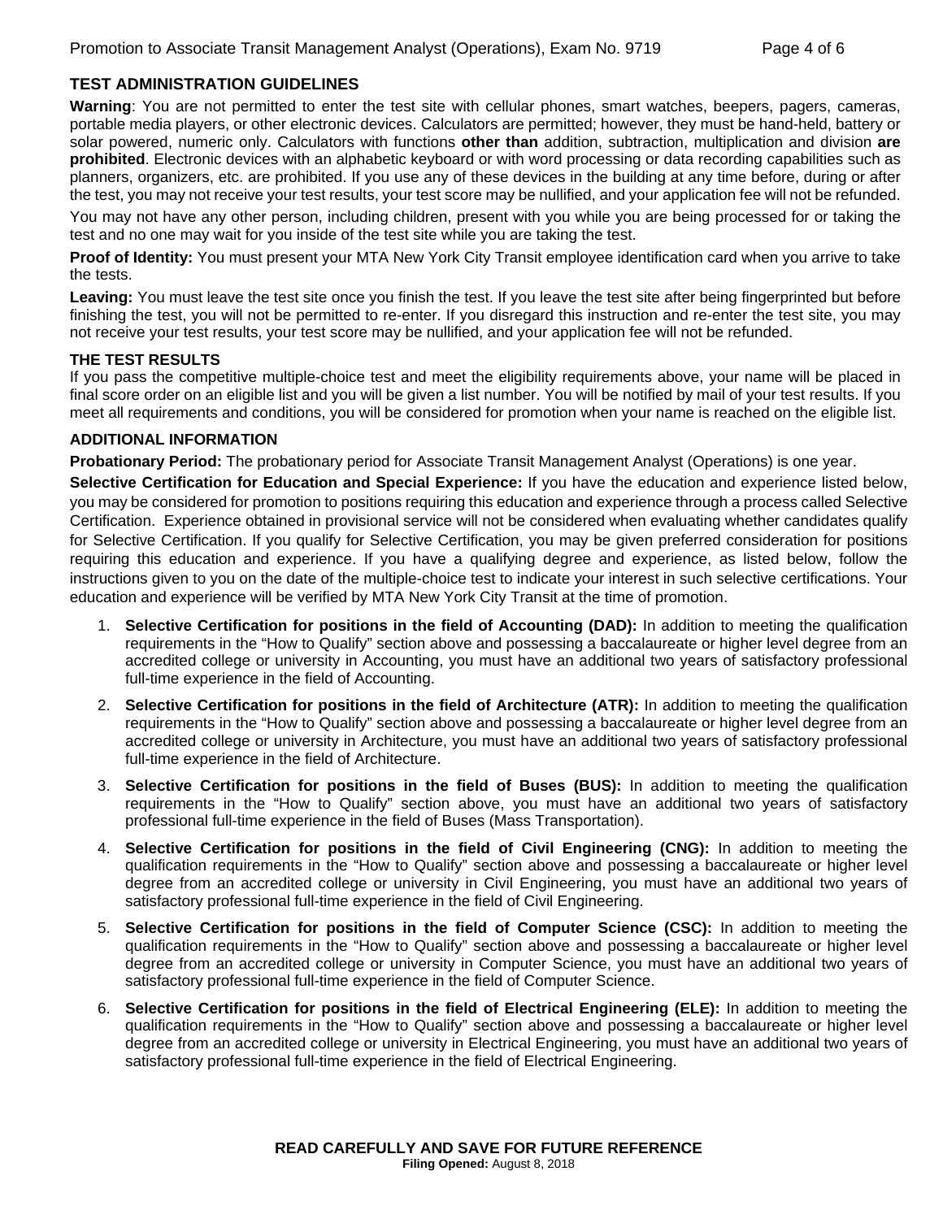## TEST ADMINISTRATION GUIDELINES

**Warning**: You are not permitted to enter the test site with cellular phones, smart watches, beepers, pagers, cameras, portable media players, or other electronic devices. Calculators are permitted; however, they must be hand-held, battery or solar powered, numeric only. Calculators with functions **other than** addition, subtraction, multiplication and division **are prohibited**. Electronic devices with an alphabetic keyboard or with word processing or data recording capabilities such as planners, organizers, etc. are prohibited. If you use any of these devices in the building at any time before, during or after the test, you may not receive your test results, your test score may be nullified, and your application fee will not be refunded.

You may not have any other person, including children, present with you while you are being processed for or taking the test and no one may wait for you inside of the test site while you are taking the test.

**Proof of Identity:** You must present your MTA New York City Transit employee identification card when you arrive to take the tests.

**Leaving:** You must leave the test site once you finish the test. If you leave the test site after being fingerprinted but before finishing the test, you will not be permitted to re-enter. If you disregard this instruction and re-enter the test site, you may not receive your test results, your test score may be nullified, and your application fee will not be refunded.

## THE TEST RESULTS

If you pass the competitive multiple-choice test and meet the eligibility requirements above, your name will be placed in final score order on an eligible list and you will be given a list number. You will be notified by mail of your test results. If you meet all requirements and conditions, you will be considered for promotion when your name is reached on the eligible list.

## ADDITIONAL INFORMATION

**Probationary Period:** The probationary period for Associate Transit Management Analyst (Operations) is one year.

**Selective Certification for Education and Special Experience:** If you have the education and experience listed below, you may be considered for promotion to positions requiring this education and experience through a process called Selective Certification. Experience obtained in provisional service will not be considered when evaluating whether candidates qualify for Selective Certification. If you qualify for Selective Certification, you may be given preferred consideration for positions requiring this education and experience. If you have a qualifying degree and experience, as listed below, follow the instructions given to you on the date of the multiple-choice test to indicate your interest in such selective certifications. Your education and experience will be verified by MTA New York City Transit at the time of promotion.

1. **Selective Certification for positions in the field of Accounting (DAD):** In addition to meeting the qualification requirements in the "How to Qualify" section above and possessing a baccalaureate or higher level degree from an accredited college or university in Accounting, you must have an additional two years of satisfactory professional full-time experience in the field of Accounting.
2. **Selective Certification for positions in the field of Architecture (ATR):** In addition to meeting the qualification requirements in the "How to Qualify" section above and possessing a baccalaureate or higher level degree from an accredited college or university in Architecture, you must have an additional two years of satisfactory professional full-time experience in the field of Architecture.
3. **Selective Certification for positions in the field of Buses (BUS):** In addition to meeting the qualification requirements in the "How to Qualify" section above, you must have an additional two years of satisfactory professional full-time experience in the field of Buses (Mass Transportation).
4. **Selective Certification for positions in the field of Civil Engineering (CNG):** In addition to meeting the qualification requirements in the "How to Qualify" section above and possessing a baccalaureate or higher level degree from an accredited college or university in Civil Engineering, you must have an additional two years of satisfactory professional full-time experience in the field of Civil Engineering.
5. **Selective Certification for positions in the field of Computer Science (CSC):** In addition to meeting the qualification requirements in the "How to Qualify" section above and possessing a baccalaureate or higher level degree from an accredited college or university in Computer Science, you must have an additional two years of satisfactory professional full-time experience in the field of Computer Science.
6. **Selective Certification for positions in the field of Electrical Engineering (ELE):** In addition to meeting the qualification requirements in the "How to Qualify" section above and possessing a baccalaureate or higher level degree from an accredited college or university in Electrical Engineering, you must have an additional two years of satisfactory professional full-time experience in the field of Electrical Engineering.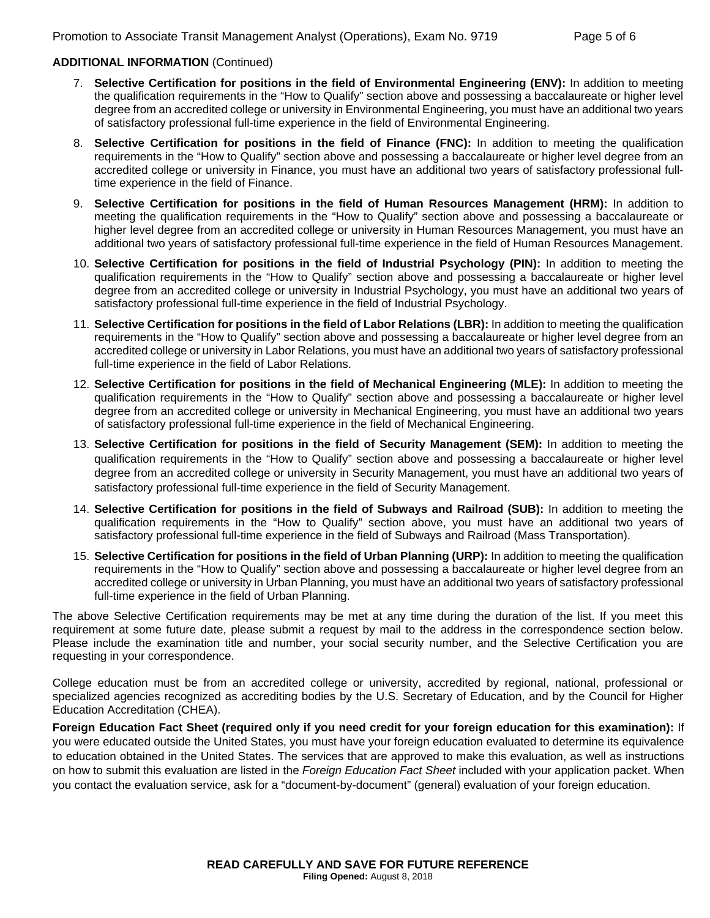**ADDITIONAL INFORMATION** (Continued)

7. **Selective Certification for positions in the field of Environmental Engineering (ENV):** In addition to meeting the qualification requirements in the "How to Qualify" section above and possessing a baccalaureate or higher level degree from an accredited college or university in Environmental Engineering, you must have an additional two years of satisfactory professional full-time experience in the field of Environmental Engineering.

8. **Selective Certification for positions in the field of Finance (FNC):** In addition to meeting the qualification requirements in the "How to Qualify" section above and possessing a baccalaureate or higher level degree from an accredited college or university in Finance, you must have an additional two years of satisfactory professional full-time experience in the field of Finance.

9. **Selective Certification for positions in the field of Human Resources Management (HRM):** In addition to meeting the qualification requirements in the "How to Qualify" section above and possessing a baccalaureate or higher level degree from an accredited college or university in Human Resources Management, you must have an additional two years of satisfactory professional full-time experience in the field of Human Resources Management.

10. **Selective Certification for positions in the field of Industrial Psychology (PIN):** In addition to meeting the qualification requirements in the "How to Qualify" section above and possessing a baccalaureate or higher level degree from an accredited college or university in Industrial Psychology, you must have an additional two years of satisfactory professional full-time experience in the field of Industrial Psychology.

11. **Selective Certification for positions in the field of Labor Relations (LBR):** In addition to meeting the qualification requirements in the "How to Qualify" section above and possessing a baccalaureate or higher level degree from an accredited college or university in Labor Relations, you must have an additional two years of satisfactory professional full-time experience in the field of Labor Relations.

12. **Selective Certification for positions in the field of Mechanical Engineering (MLE):** In addition to meeting the qualification requirements in the "How to Qualify" section above and possessing a baccalaureate or higher level degree from an accredited college or university in Mechanical Engineering, you must have an additional two years of satisfactory professional full-time experience in the field of Mechanical Engineering.

13. **Selective Certification for positions in the field of Security Management (SEM):** In addition to meeting the qualification requirements in the "How to Qualify" section above and possessing a baccalaureate or higher level degree from an accredited college or university in Security Management, you must have an additional two years of satisfactory professional full-time experience in the field of Security Management.

14. **Selective Certification for positions in the field of Subways and Railroad (SUB):** In addition to meeting the qualification requirements in the "How to Qualify" section above, you must have an additional two years of satisfactory professional full-time experience in the field of Subways and Railroad (Mass Transportation).

15. **Selective Certification for positions in the field of Urban Planning (URP):** In addition to meeting the qualification requirements in the "How to Qualify" section above and possessing a baccalaureate or higher level degree from an accredited college or university in Urban Planning, you must have an additional two years of satisfactory professional full-time experience in the field of Urban Planning.

The above Selective Certification requirements may be met at any time during the duration of the list. If you meet this requirement at some future date, please submit a request by mail to the address in the correspondence section below. Please include the examination title and number, your social security number, and the Selective Certification you are requesting in your correspondence.

College education must be from an accredited college or university, accredited by regional, national, professional or specialized agencies recognized as accrediting bodies by the U.S. Secretary of Education, and by the Council for Higher Education Accreditation (CHEA).

**Foreign Education Fact Sheet (required only if you need credit for your foreign education for this examination):** If you were educated outside the United States, you must have your foreign education evaluated to determine its equivalence to education obtained in the United States. The services that are approved to make this evaluation, as well as instructions on how to submit this evaluation are listed in the *Foreign Education Fact Sheet* included with your application packet. When you contact the evaluation service, ask for a "document-by-document" (general) evaluation of your foreign education.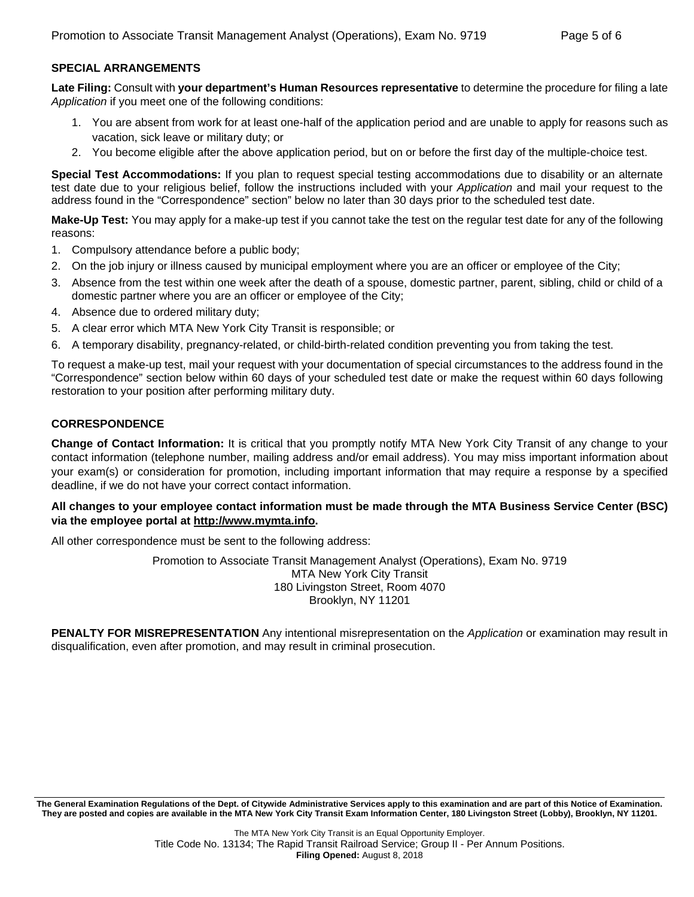## SPECIAL ARRANGEMENTS

**Late Filing:** Consult with **your department's Human Resources representative** to determine the procedure for filing a late *Application* if you meet one of the following conditions:

1. You are absent from work for at least one-half of the application period and are unable to apply for reasons such as vacation, sick leave or military duty; or
2. You become eligible after the above application period, but on or before the first day of the multiple-choice test.

**Special Test Accommodations:** If you plan to request special testing accommodations due to disability or an alternate test date due to your religious belief, follow the instructions included with your *Application* and mail your request to the address found in the "Correspondence" section" below no later than 30 days prior to the scheduled test date.

**Make-Up Test:** You may apply for a make-up test if you cannot take the test on the regular test date for any of the following reasons:

1. Compulsory attendance before a public body;
2. On the job injury or illness caused by municipal employment where you are an officer or employee of the City;
3. Absence from the test within one week after the death of a spouse, domestic partner, parent, sibling, child or child of a domestic partner where you are an officer or employee of the City;
4. Absence due to ordered military duty;
5. A clear error which MTA New York City Transit is responsible; or
6. A temporary disability, pregnancy-related, or child-birth-related condition preventing you from taking the test.

To request a make-up test, mail your request with your documentation of special circumstances to the address found in the "Correspondence" section below within 60 days of your scheduled test date or make the request within 60 days following restoration to your position after performing military duty.

## CORRESPONDENCE

**Change of Contact Information:** It is critical that you promptly notify MTA New York City Transit of any change to your contact information (telephone number, mailing address and/or email address). You may miss important information about your exam(s) or consideration for promotion, including important information that may require a response by a specified deadline, if we do not have your correct contact information.

**All changes to your employee contact information must be made through the MTA Business Service Center (BSC) via the employee portal at http://www.mymta.info.**

All other correspondence must be sent to the following address:

Promotion to Associate Transit Management Analyst (Operations), Exam No. 9719
MTA New York City Transit
180 Livingston Street, Room 4070
Brooklyn, NY 11201

**PENALTY FOR MISREPRESENTATION** Any intentional misrepresentation on the *Application* or examination may result in disqualification, even after promotion, and may result in criminal prosecution.

**The General Examination Regulations of the Dept. of Citywide Administrative Services apply to this examination and are part of this Notice of Examination. They are posted and copies are available in the MTA New York City Transit Exam Information Center, 180 Livingston Street (Lobby), Brooklyn, NY 11201.**

The MTA New York City Transit is an Equal Opportunity Employer.
Title Code No. 13134; The Rapid Transit Railroad Service; Group II - Per Annum Positions.
**Filing Opened:** August 8, 2018